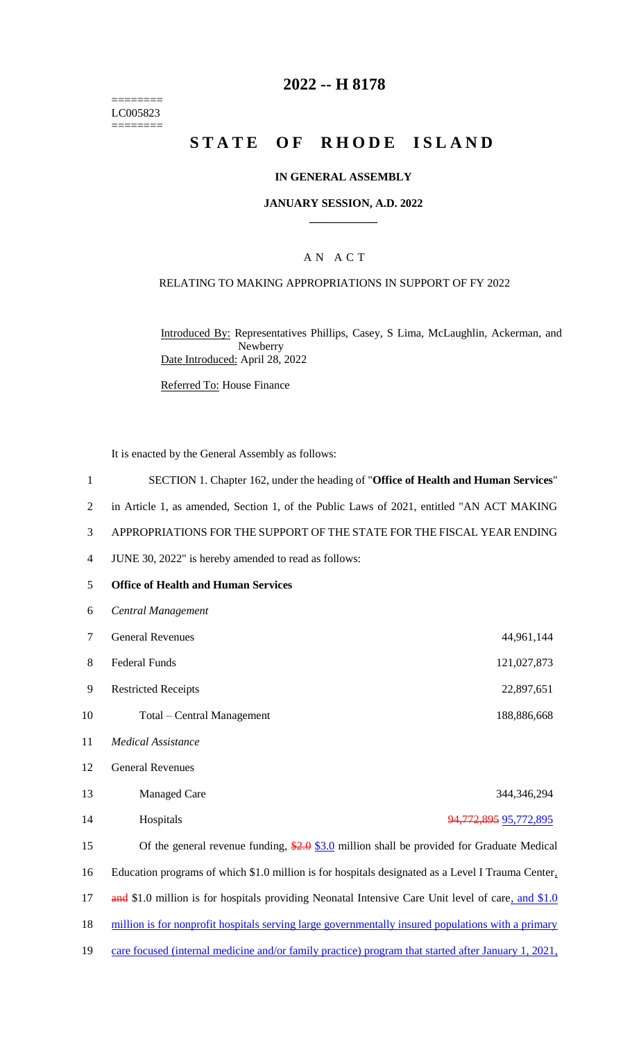========
LC005823
========

# 2022 -- H 8178

# STATE OF RHODE ISLAND

### IN GENERAL ASSEMBLY

### JANUARY SESSION, A.D. 2022

### AN ACT

RELATING TO MAKING APPROPRIATIONS IN SUPPORT OF FY 2022

Introduced By: Representatives Phillips, Casey, S Lima, McLaughlin, Ackerman, and Newberry

Date Introduced: April 28, 2022

Referred To: House Finance

It is enacted by the General Assembly as follows:

1 SECTION 1. Chapter 162, under the heading of "**Office of Health and Human Services**"
2 in Article 1, as amended, Section 1, of the Public Laws of 2021, entitled "AN ACT MAKING
3 APPROPRIATIONS FOR THE SUPPORT OF THE STATE FOR THE FISCAL YEAR ENDING
4 JUNE 30, 2022" is hereby amended to read as follows:

5 **Office of Health and Human Services**

6 *Central Management*

| | | |
|---|---|---|
| 7 | General Revenues | 44,961,144 |
| 8 | Federal Funds | 121,027,873 |
| 9 | Restricted Receipts | 22,897,651 |
| 10 | Total – Central Management | 188,886,668 |

11 *Medical Assistance*

12 General Revenues

| | | |
|---|---|---|
| 13 | Managed Care | 344,346,294 |
| 14 | Hospitals | ~~94,772,895~~ <u>95,772,895</u> |

15 Of the general revenue funding, ~~$2.0~~ <u>$3.0</u> million shall be provided for Graduate Medical
16 Education programs of which $1.0 million is for hospitals designated as a Level I Trauma Center<u>,</u>
17 ~~and~~ $1.0 million is for hospitals providing Neonatal Intensive Care Unit level of care<u>, and $1.0</u>
18 <u>million is for nonprofit hospitals serving large governmentally insured populations with a primary</u>
19 <u>care focused (internal medicine and/or family practice) program that started after January 1, 2021,</u>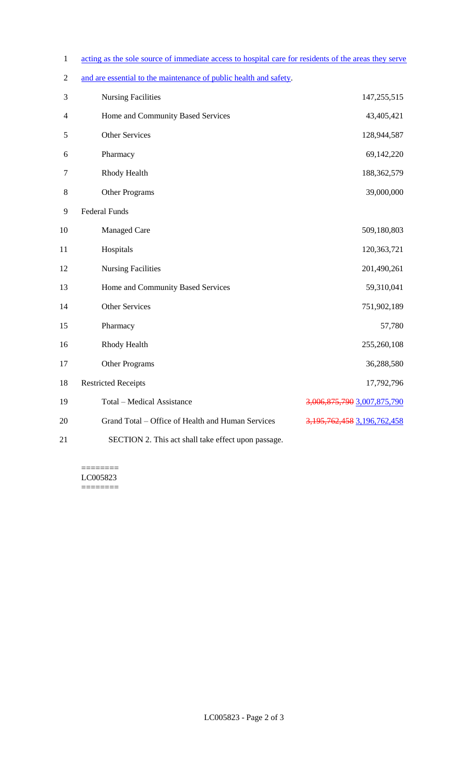acting as the sole source of immediate access to hospital care for residents of the areas they serve and are essential to the maintenance of public health and safety.

| | |
|---|---|
| Nursing Facilities | 147,255,515 |
| Home and Community Based Services | 43,405,421 |
| Other Services | 128,944,587 |
| Pharmacy | 69,142,220 |
| Rhody Health | 188,362,579 |
| Other Programs | 39,000,000 |
| Federal Funds | |
| Managed Care | 509,180,803 |
| Hospitals | 120,363,721 |
| Nursing Facilities | 201,490,261 |
| Home and Community Based Services | 59,310,041 |
| Other Services | 751,902,189 |
| Pharmacy | 57,780 |
| Rhody Health | 255,260,108 |
| Other Programs | 36,288,580 |
| Restricted Receipts | 17,792,796 |
| Total – Medical Assistance | ~~3,006,875,790~~ 3,007,875,790 |
| Grand Total – Office of Health and Human Services | ~~3,195,762,458~~ 3,196,762,458 |

SECTION 2. This act shall take effect upon passage.

========
LC005823
========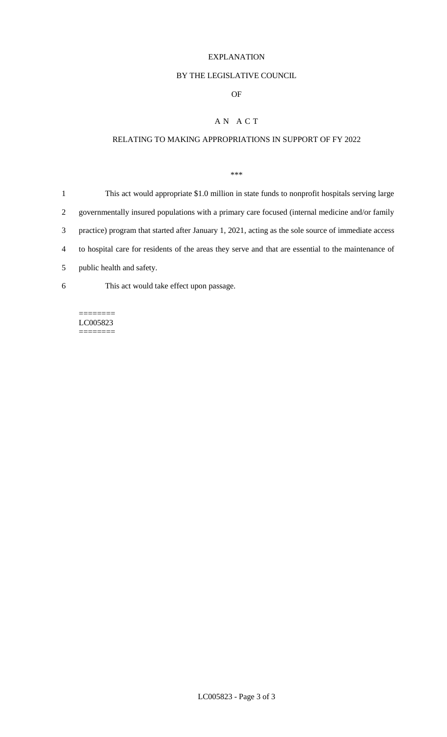EXPLANATION

BY THE LEGISLATIVE COUNCIL

OF

A N A C T

RELATING TO MAKING APPROPRIATIONS IN SUPPORT OF FY 2022

\*\*\*

This act would appropriate $1.0 million in state funds to nonprofit hospitals serving large governmentally insured populations with a primary care focused (internal medicine and/or family practice) program that started after January 1, 2021, acting as the sole source of immediate access to hospital care for residents of the areas they serve and that are essential to the maintenance of public health and safety.

This act would take effect upon passage.

========
LC005823
========